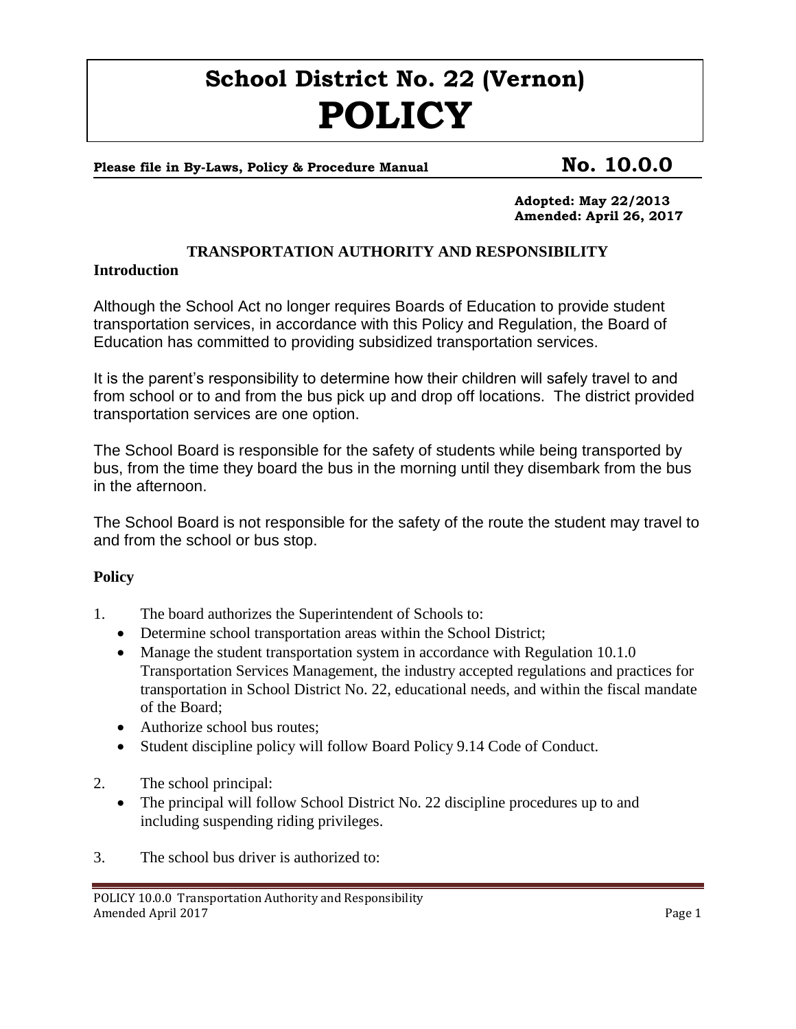# School District No. 22 (Vernon)
# POLICY

**Please file in By-Laws, Policy & Procedure Manual** **No. 10.0.0**

**Adopted: May 22/2013**
**Amended: April 26, 2017**

## TRANSPORTATION AUTHORITY AND RESPONSIBILITY

### Introduction

Although the School Act no longer requires Boards of Education to provide student transportation services, in accordance with this Policy and Regulation, the Board of Education has committed to providing subsidized transportation services.

It is the parent's responsibility to determine how their children will safely travel to and from school or to and from the bus pick up and drop off locations. The district provided transportation services are one option.

The School Board is responsible for the safety of students while being transported by bus, from the time they board the bus in the morning until they disembark from the bus in the afternoon.

The School Board is not responsible for the safety of the route the student may travel to and from the school or bus stop.

### Policy

1. The board authorizes the Superintendent of Schools to:
   - Determine school transportation areas within the School District;
   - Manage the student transportation system in accordance with Regulation 10.1.0 Transportation Services Management, the industry accepted regulations and practices for transportation in School District No. 22, educational needs, and within the fiscal mandate of the Board;
   - Authorize school bus routes;
   - Student discipline policy will follow Board Policy 9.14 Code of Conduct.

2. The school principal:
   - The principal will follow School District No. 22 discipline procedures up to and including suspending riding privileges.

3. The school bus driver is authorized to: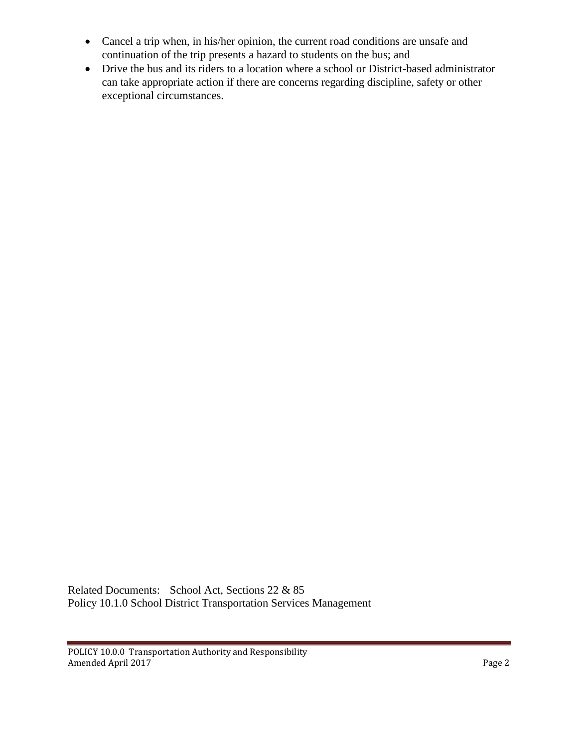- Cancel a trip when, in his/her opinion, the current road conditions are unsafe and continuation of the trip presents a hazard to students on the bus; and
- Drive the bus and its riders to a location where a school or District-based administrator can take appropriate action if there are concerns regarding discipline, safety or other exceptional circumstances.

Related Documents: School Act, Sections 22 & 85
Policy 10.1.0 School District Transportation Services Management